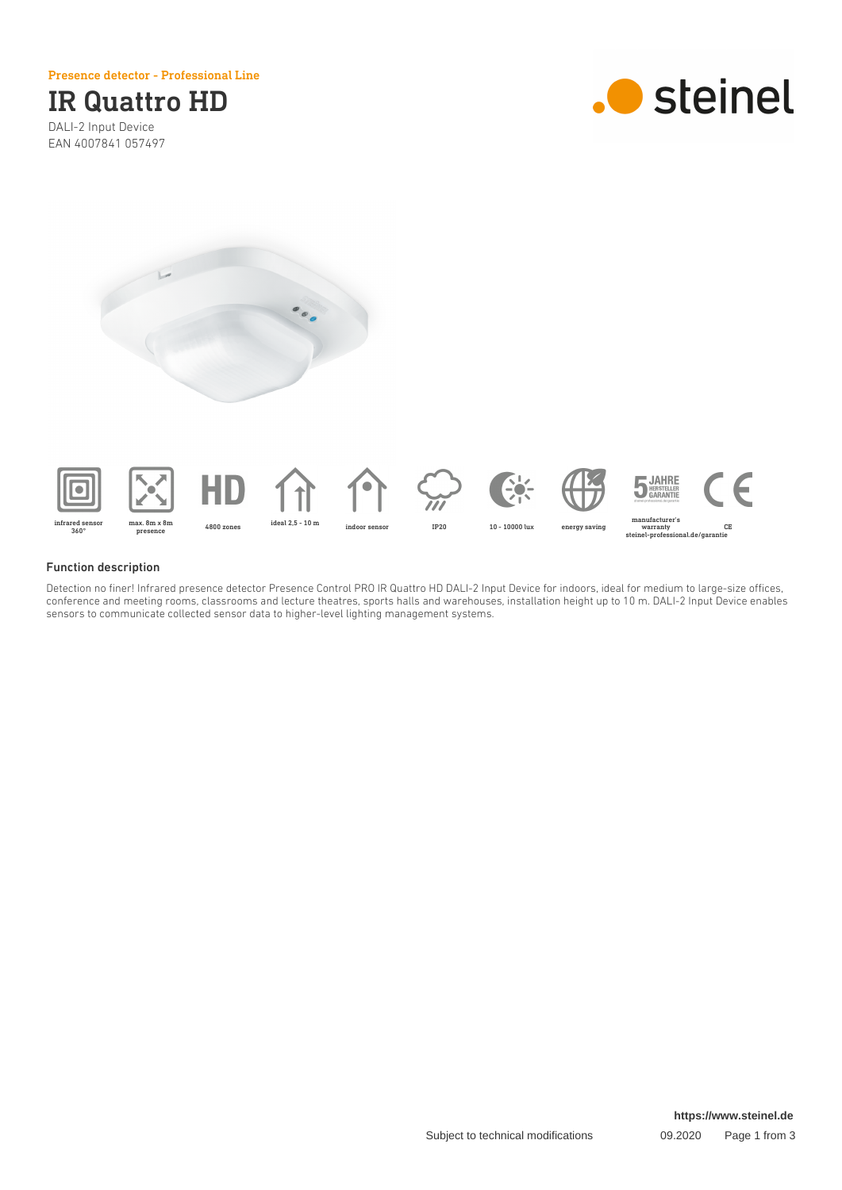Presence detector - Professional Line

# IR Quattro HD

DALI-2 Input Device
EAN 4007841 057497

infrared sensor 360°

max. 8m x 8m presence

4800 zones

ideal 2,5 - 10 m

indoor sensor

IP20

10 - 10000 lux

energy saving

manufacturer's warranty steinel-professional.de/garantie

CE

## Function description

Detection no finer! Infrared presence detector Presence Control PRO IR Quattro HD DALI-2 Input Device for indoors, ideal for medium to large-size offices, conference and meeting rooms, classrooms and lecture theatres, sports halls and warehouses, installation height up to 10 m. DALI-2 Input Device enables sensors to communicate collected sensor data to higher-level lighting management systems.

https://www.steinel.de

Subject to technical modifications 09.2020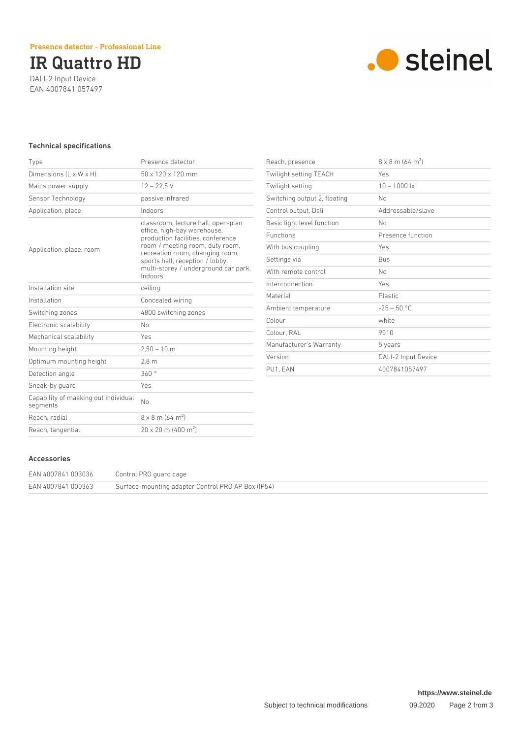Presence detector - Professional Line

# IR Quattro HD

DALI-2 Input Device
EAN 4007841 057497

## Technical specifications

| | |
|---|---|
| Type | Presence detector |
| Dimensions (L x W x H) | 50 x 120 x 120 mm |
| Mains power supply | 12 – 22,5 V |
| Sensor Technology | passive infrared |
| Application, place | Indoors |
| Application, place, room | classroom, lecture hall, open-plan office, high-bay warehouse, production facilities, conference room / meeting room, duty room, recreation room, changing room, sports hall, reception / lobby, multi-storey / underground car park, Indoors |
| Installation site | ceiling |
| Installation | Concealed wiring |
| Switching zones | 4800 switching zones |
| Electronic scalability | No |
| Mechanical scalability | Yes |
| Mounting height | 2,50 – 10 m |
| Optimum mounting height | 2,8 m |
| Detection angle | 360 ° |
| Sneak-by guard | Yes |
| Capability of masking out individual segments | No |
| Reach, radial | 8 x 8 m (64 $m^2$) |
| Reach, tangential | 20 x 20 m (400 $m^2$) |
| Reach, presence | 8 x 8 m (64 $m^2$) |
| Twilight setting TEACH | Yes |
| Twilight setting | 10 – 1000 lx |
| Switching output 2, floating | No |
| Control output, Dali | Addressable/slave |
| Basic light level function | No |
| Functions | Presence function |
| With bus coupling | Yes |
| Settings via | Bus |
| With remote control | No |
| Interconnection | Yes |
| Material | Plastic |
| Ambient temperature | -25 – 50 °C |
| Colour | white |
| Colour, RAL | 9010 |
| Manufacturer's Warranty | 5 years |
| Version | DALI-2 Input Device |
| PU1, EAN | 4007841057497 |

## Accessories

| | |
|---|---|
| EAN 4007841 003036 | Control PRO guard cage |
| EAN 4007841 000363 | Surface-mounting adapter Control PRO AP Box (IP54) |

https://www.steinel.de

Subject to technical modifications 09.2020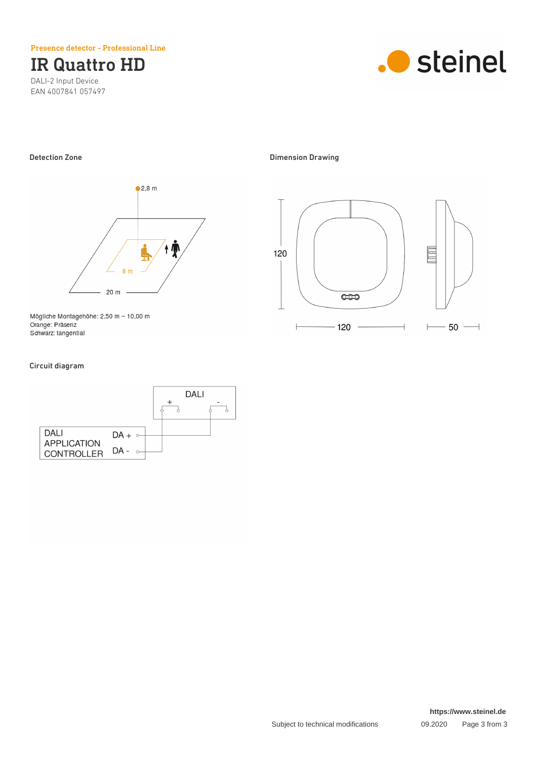Presence detector - Professional Line

# IR Quattro HD

DALI-2 Input Device
EAN 4007841 057497

## Detection Zone

2,8 m

8 m

20 m

Mögliche Montagehöhe: 2,50 m – 10,00 m
Orange: Präsenz
Schwarz: tangential

## Dimension Drawing

120

120

50

## Circuit diagram

DALI
+
-

DALI APPLICATION CONTROLLER
DA +
DA -

https://www.steinel.de

Subject to technical modifications 09.2020